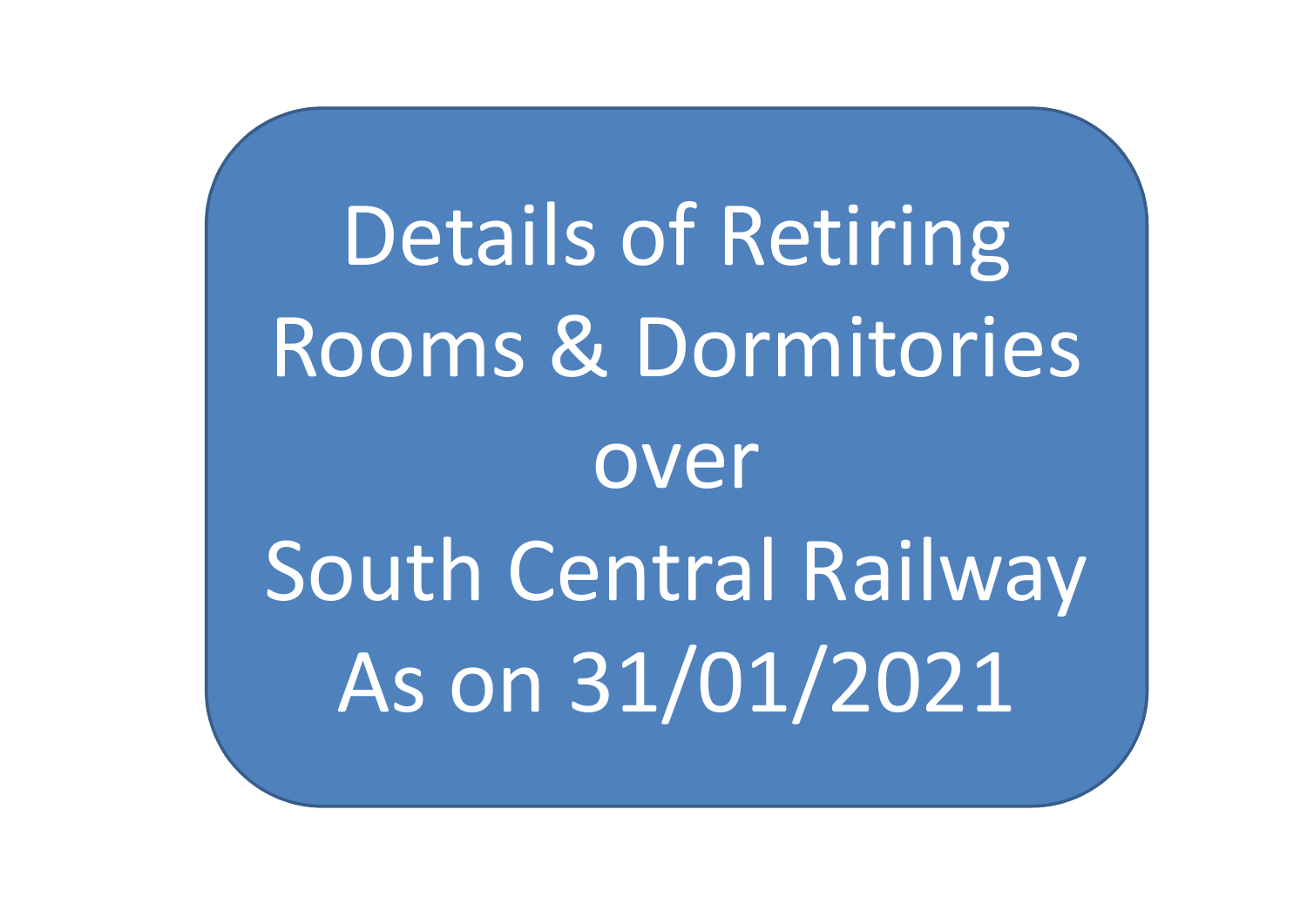# Details of Retiring Rooms & Dormitories over South Central Railway As on 31/01/2021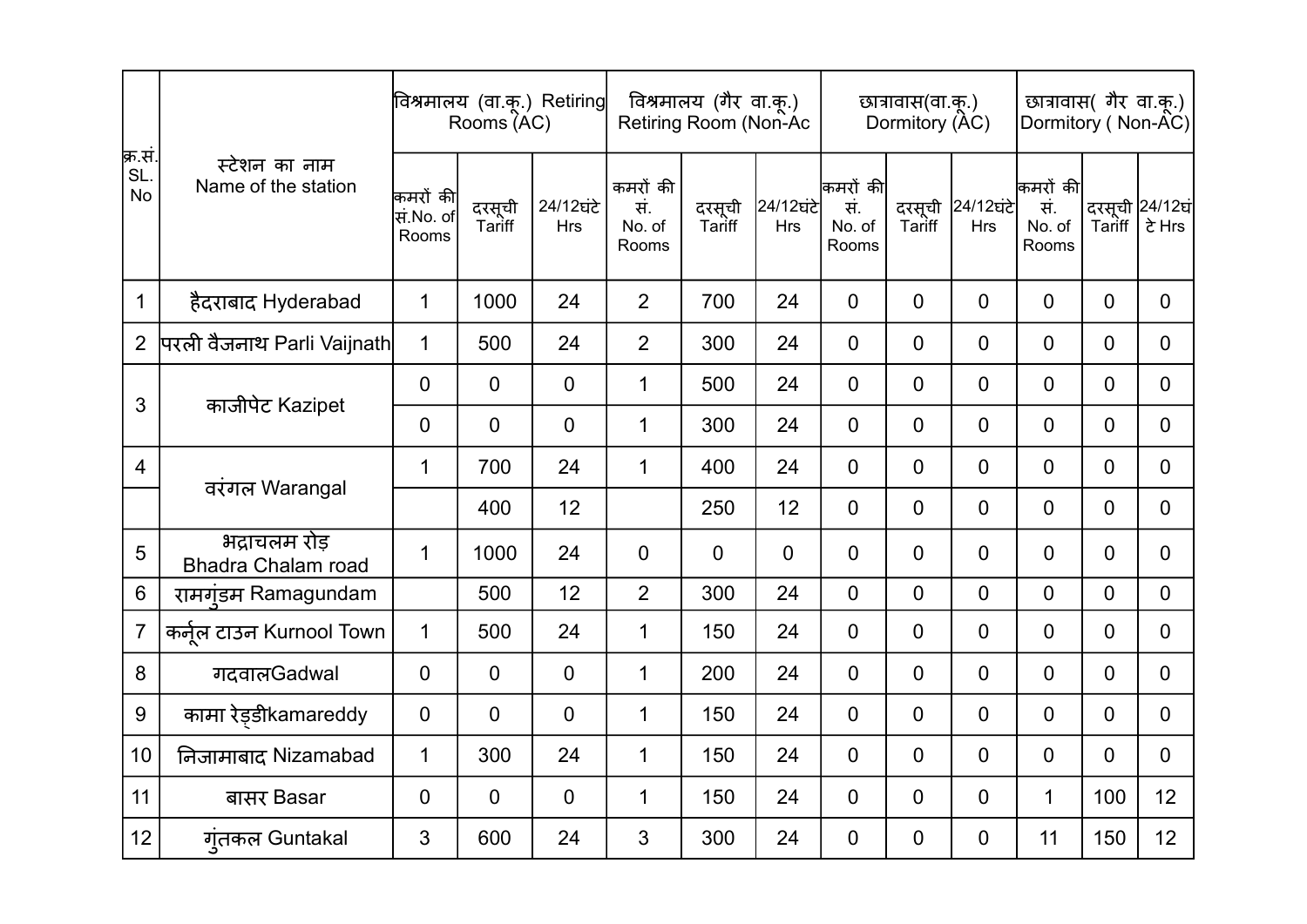| क्र.सं. SL. No | स्टेशन का नाम Name of the station | विश्रमालय (वा.कू.) Retiring Rooms (AC) | | | विश्रमालय (गैर वा.कू.) Retiring Room (Non-Ac | | | छात्रावास(वा.कू.) Dormitory (AC) | | | छात्रावास( गैर वा.कू.) Dormitory ( Non-AC) | | |
|---|---|---|---|---|---|---|---|---|---|---|---|---|---|
| | | कमरों की सं.No. of Rooms | दरसूची Tariff | 24/12घंटे Hrs | कमरों की सं. No. of Rooms | दरसूची Tariff | 24/12घंटे Hrs | कमरों की सं. No. of Rooms | दरसूची Tariff | 24/12घंटे Hrs | कमरों की सं. No. of Rooms | दरसूची Tariff | 24/12घंटे Hrs |
| 1 | हैदराबाद Hyderabad | 1 | 1000 | 24 | 2 | 700 | 24 | 0 | 0 | 0 | 0 | 0 | 0 |
| 2 | परली वैजनाथ Parli Vaijnath | 1 | 500 | 24 | 2 | 300 | 24 | 0 | 0 | 0 | 0 | 0 | 0 |
| 3 | काजीपेट Kazipet | 0 | 0 | 0 | 1 | 500 | 24 | 0 | 0 | 0 | 0 | 0 | 0 |
| | | 0 | 0 | 0 | 1 | 300 | 24 | 0 | 0 | 0 | 0 | 0 | 0 |
| 4 | वरंगल Warangal | 1 | 700 | 24 | 1 | 400 | 24 | 0 | 0 | 0 | 0 | 0 | 0 |
| | | | 400 | 12 | | 250 | 12 | 0 | 0 | 0 | 0 | 0 | 0 |
| 5 | भद्राचलम रोड़ Bhadra Chalam road | 1 | 1000 | 24 | 0 | 0 | 0 | 0 | 0 | 0 | 0 | 0 | 0 |
| 6 | रामगुंडम Ramagundam | | 500 | 12 | 2 | 300 | 24 | 0 | 0 | 0 | 0 | 0 | 0 |
| 7 | कर्नूल टाउन Kurnool Town | 1 | 500 | 24 | 1 | 150 | 24 | 0 | 0 | 0 | 0 | 0 | 0 |
| 8 | गदवालGadwal | 0 | 0 | 0 | 1 | 200 | 24 | 0 | 0 | 0 | 0 | 0 | 0 |
| 9 | कामा रेड्डीkamareddy | 0 | 0 | 0 | 1 | 150 | 24 | 0 | 0 | 0 | 0 | 0 | 0 |
| 10 | निजामाबाद Nizamabad | 1 | 300 | 24 | 1 | 150 | 24 | 0 | 0 | 0 | 0 | 0 | 0 |
| 11 | बासर Basar | 0 | 0 | 0 | 1 | 150 | 24 | 0 | 0 | 0 | 1 | 100 | 12 |
| 12 | गुंतकल Guntakal | 3 | 600 | 24 | 3 | 300 | 24 | 0 | 0 | 0 | 11 | 150 | 12 |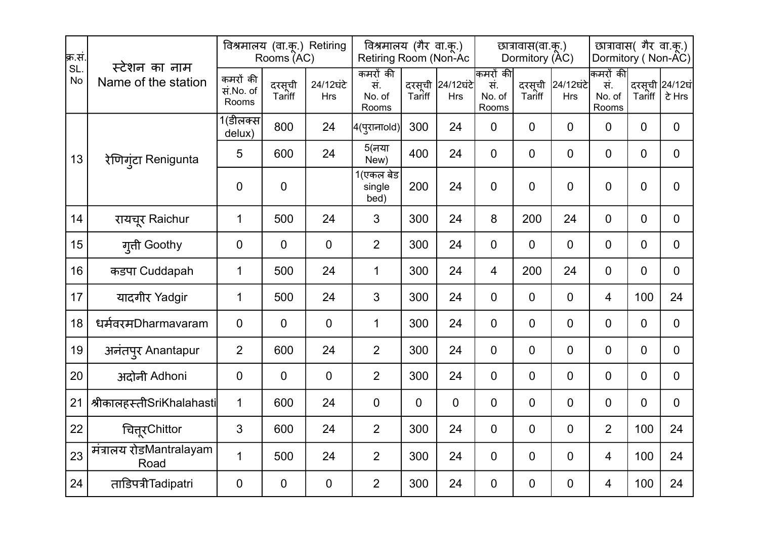| क्र.सं. SL. No | स्टेशन का नाम Name of the station | विश्रमालय (वा.कू.) Retiring Rooms (AC) | | | विश्रमालय (गैर वा.कू.) Retiring Room (Non-Ac | | | छात्रावास(वा.कू.) Dormitory (AC) | | | छात्रावास( गैर वा.कू.) Dormitory ( Non-AC) | | |
|---|---|---|---|---|---|---|---|---|---|---|---|---|---|
| | | कमरों की सं.No. of Rooms | दरसूची Tariff | 24/12घंटे Hrs | कमरों की सं. No. of Rooms | दरसूची Tariff | 24/12घंटे Hrs | कमरों की सं. No. of Rooms | दरसूची Tariff | 24/12घंटे Hrs | कमरों की सं. No. of Rooms | दरसूची Tariff | 24/12घंटे Hrs |
| 13 | रेणिगुंटा Renigunta | 1(डीलक्स delux) | 800 | 24 | 4(पुरानाold) | 300 | 24 | 0 | 0 | 0 | 0 | 0 | 0 |
| | | 5 | 600 | 24 | 5(नया New) | 400 | 24 | 0 | 0 | 0 | 0 | 0 | 0 |
| | | 0 | 0 | | 1(एकल बेड single bed) | 200 | 24 | 0 | 0 | 0 | 0 | 0 | 0 |
| 14 | रायचूर Raichur | 1 | 500 | 24 | 3 | 300 | 24 | 8 | 200 | 24 | 0 | 0 | 0 |
| 15 | गुत्ती Goothy | 0 | 0 | 0 | 2 | 300 | 24 | 0 | 0 | 0 | 0 | 0 | 0 |
| 16 | कडपा Cuddapah | 1 | 500 | 24 | 1 | 300 | 24 | 4 | 200 | 24 | 0 | 0 | 0 |
| 17 | यादगीर Yadgir | 1 | 500 | 24 | 3 | 300 | 24 | 0 | 0 | 0 | 4 | 100 | 24 |
| 18 | धर्मवरमDharmavaram | 0 | 0 | 0 | 1 | 300 | 24 | 0 | 0 | 0 | 0 | 0 | 0 |
| 19 | अनंतपुर Anantapur | 2 | 600 | 24 | 2 | 300 | 24 | 0 | 0 | 0 | 0 | 0 | 0 |
| 20 | अदोनी Adhoni | 0 | 0 | 0 | 2 | 300 | 24 | 0 | 0 | 0 | 0 | 0 | 0 |
| 21 | श्रीकालहस्तीSriKhalahasti | 1 | 600 | 24 | 0 | 0 | 0 | 0 | 0 | 0 | 0 | 0 | 0 |
| 22 | चित्तूरChittor | 3 | 600 | 24 | 2 | 300 | 24 | 0 | 0 | 0 | 2 | 100 | 24 |
| 23 | मंत्रालय रोडMantralayam Road | 1 | 500 | 24 | 2 | 300 | 24 | 0 | 0 | 0 | 4 | 100 | 24 |
| 24 | ताडिपत्रीTadipatri | 0 | 0 | 0 | 2 | 300 | 24 | 0 | 0 | 0 | 4 | 100 | 24 |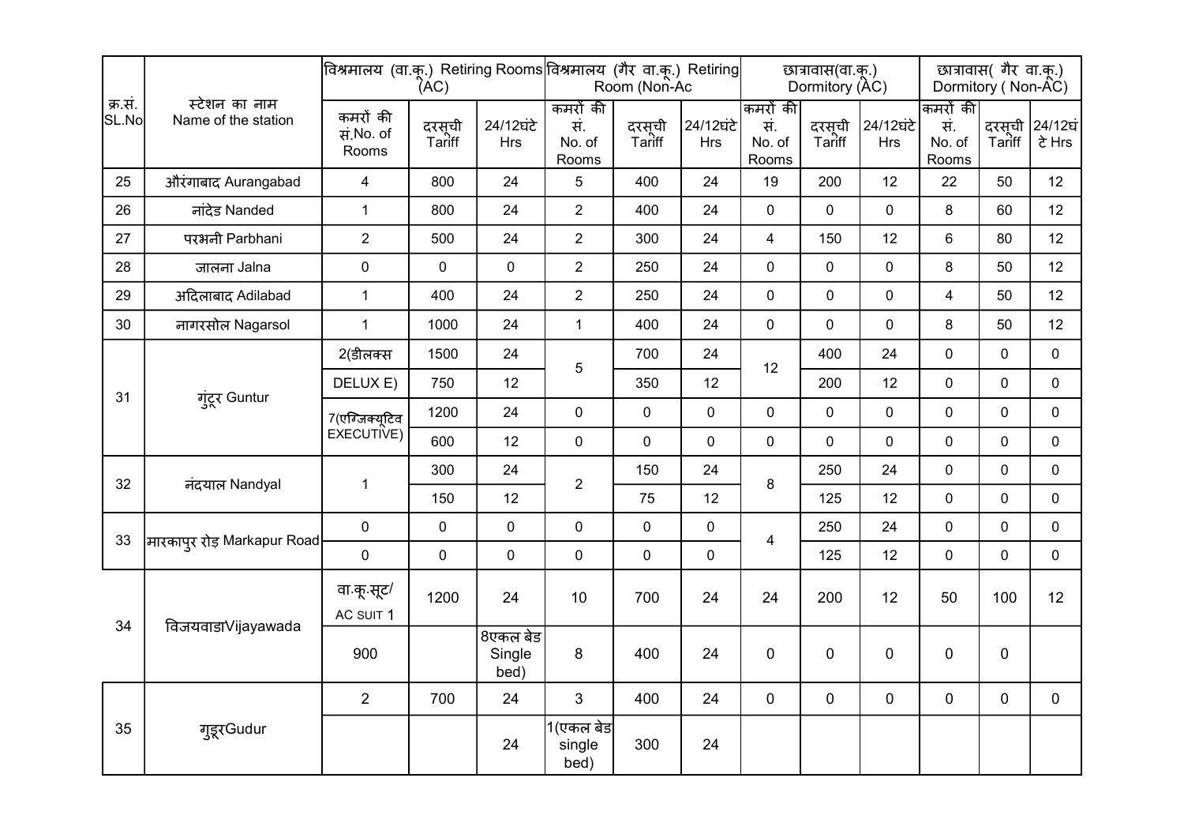| क्र.सं. SL.No | स्टेशन का नाम Name of the station | विश्रमालय (वा.कू.) Retiring Rooms (AC) | | | विश्रमालय (गैर वा.कू.) Retiring Room (Non-Ac | | | छात्रावास(वा.कू.) Dormitory (AC) | | | छात्रावास( गैर वा.कू.) Dormitory ( Non-AC) | | |
|---|---|---|---|---|---|---|---|---|---|---|---|---|---|
| | | कमरों की सं.No. of Rooms | दरसूची Tariff | 24/12घंटे Hrs | कमरों की सं. No. of Rooms | दरसूची Tariff | 24/12घंटे Hrs | कमरों की सं. No. of Rooms | दरसूची Tariff | 24/12घंटे Hrs | कमरों की सं. No. of Rooms | दरसूची Tariff | 24/12घंटे Hrs |
| 25 | औरंगाबाद Aurangabad | 4 | 800 | 24 | 5 | 400 | 24 | 19 | 200 | 12 | 22 | 50 | 12 |
| 26 | नांदेड Nanded | 1 | 800 | 24 | 2 | 400 | 24 | 0 | 0 | 0 | 8 | 60 | 12 |
| 27 | परभनी Parbhani | 2 | 500 | 24 | 2 | 300 | 24 | 4 | 150 | 12 | 6 | 80 | 12 |
| 28 | जालना Jalna | 0 | 0 | 0 | 2 | 250 | 24 | 0 | 0 | 0 | 8 | 50 | 12 |
| 29 | अदिलाबाद Adilabad | 1 | 400 | 24 | 2 | 250 | 24 | 0 | 0 | 0 | 4 | 50 | 12 |
| 30 | नागरसोल Nagarsol | 1 | 1000 | 24 | 1 | 400 | 24 | 0 | 0 | 0 | 8 | 50 | 12 |
| 31 | गुंटूर Guntur | 2(डीलक्स | 1500 | 24 | 5 | 700 | 24 | 12 | 400 | 24 | 0 | 0 | 0 |
| | | DELUX E) | 750 | 12 | | 350 | 12 | | 200 | 12 | 0 | 0 | 0 |
| | | 7(एग्जिक्यूटिव | 1200 | 24 | 0 | 0 | 0 | 0 | 0 | 0 | 0 | 0 | 0 |
| | | EXECUTIVE) | 600 | 12 | 0 | 0 | 0 | 0 | 0 | 0 | 0 | 0 | 0 |
| 32 | नंदयाल Nandyal | 1 | 300 | 24 | 2 | 150 | 24 | 8 | 250 | 24 | 0 | 0 | 0 |
| | | | 150 | 12 | | 75 | 12 | | 125 | 12 | 0 | 0 | 0 |
| 33 | मारकापुर रोड़ Markapur Road | 0 | 0 | 0 | 0 | 0 | 0 | 4 | 250 | 24 | 0 | 0 | 0 |
| | | 0 | 0 | 0 | 0 | 0 | 0 | | 125 | 12 | 0 | 0 | 0 |
| 34 | विजयवाडाVijayawada | वा.कू.सूट/ AC SUIT 1 | 1200 | 24 | 10 | 700 | 24 | 24 | 200 | 12 | 50 | 100 | 12 |
| | | 900 | | 8एकल बेड Single bed) | 8 | 400 | 24 | 0 | 0 | 0 | 0 | 0 | |
| 35 | गुडूरGudur | 2 | 700 | 24 | 3 | 400 | 24 | 0 | 0 | 0 | 0 | 0 | 0 |
| | | | | 24 | 1(एकल बेड single bed) | 300 | 24 | | | | | | |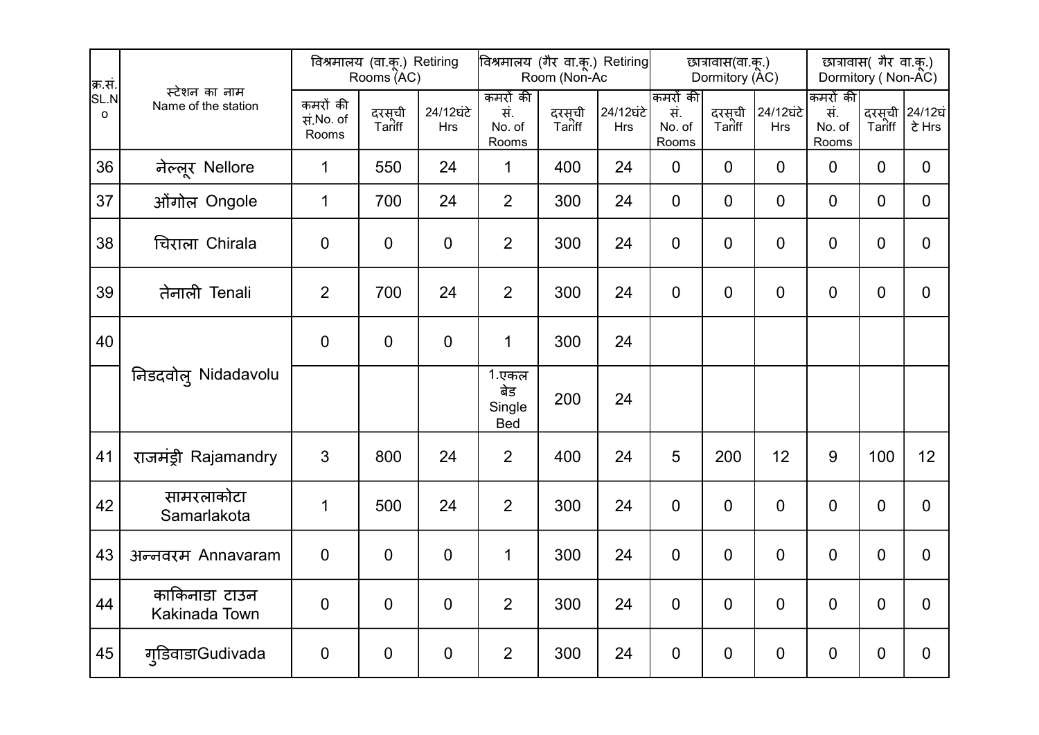| क्र.सं. SL.No | स्टेशन का नाम Name of the station | विश्रमालय (वा.कू.) Retiring Rooms (AC) | | | विश्रमालय (गैर वा.कू.) Retiring Room (Non-Ac | | | छात्रावास(वा.कू.) Dormitory (AC) | | | छात्रावास( गैर वा.कू.) Dormitory ( Non-AC) | | |
|---|---|---|---|---|---|---|---|---|---|---|---|---|---|
| | | कमरों की सं.No. of Rooms | दरसूची Tariff | 24/12घंटे Hrs | कमरों की सं. No. of Rooms | दरसूची Tariff | 24/12घंटे Hrs | कमरों की सं. No. of Rooms | दरसूची Tariff | 24/12घंटे Hrs | कमरों की सं. No. of Rooms | दरसूची Tariff | 24/12घंटे Hrs |
| 36 | नेल्लूर Nellore | 1 | 550 | 24 | 1 | 400 | 24 | 0 | 0 | 0 | 0 | 0 | 0 |
| 37 | ओंगोल Ongole | 1 | 700 | 24 | 2 | 300 | 24 | 0 | 0 | 0 | 0 | 0 | 0 |
| 38 | चिराला Chirala | 0 | 0 | 0 | 2 | 300 | 24 | 0 | 0 | 0 | 0 | 0 | 0 |
| 39 | तेनाली Tenali | 2 | 700 | 24 | 2 | 300 | 24 | 0 | 0 | 0 | 0 | 0 | 0 |
| 40 | निडदवोलु Nidadavolu | 0 | 0 | 0 | 1 | 300 | 24 | | | | | | |
| | | | | | 1.एकल बेड Single Bed | 200 | 24 | | | | | | |
| 41 | राजमंड्री Rajamandry | 3 | 800 | 24 | 2 | 400 | 24 | 5 | 200 | 12 | 9 | 100 | 12 |
| 42 | सामरलाकोटा Samarlakota | 1 | 500 | 24 | 2 | 300 | 24 | 0 | 0 | 0 | 0 | 0 | 0 |
| 43 | अन्नवरम Annavaram | 0 | 0 | 0 | 1 | 300 | 24 | 0 | 0 | 0 | 0 | 0 | 0 |
| 44 | काकिनाडा टाउन Kakinada Town | 0 | 0 | 0 | 2 | 300 | 24 | 0 | 0 | 0 | 0 | 0 | 0 |
| 45 | गुडिवाडाGudivada | 0 | 0 | 0 | 2 | 300 | 24 | 0 | 0 | 0 | 0 | 0 | 0 |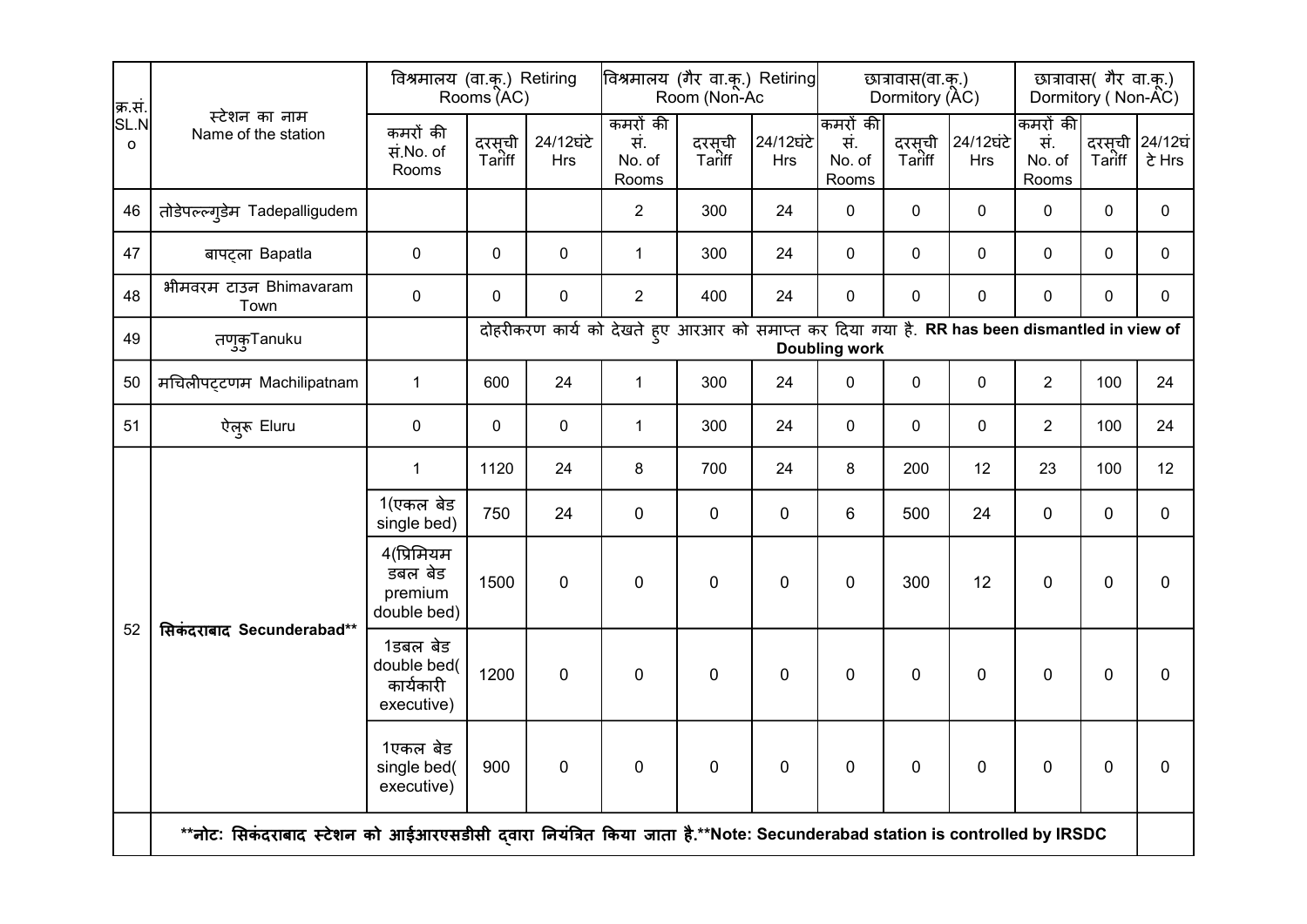| क्र.सं. SL.No | स्टेशन का नाम Name of the station | विश्रमालय (वा.कू.) Retiring Rooms (AC) | | | विश्रमालय (गैर वा.कू.) Retiring Room (Non-Ac | | | छात्रावास(वा.कू.) Dormitory (AC) | | | छात्रावास( गैर वा.कू.) Dormitory ( Non-AC) | | |
|---|---|---|---|---|---|---|---|---|---|---|---|---|---|
| | | कमरों की सं.No. of Rooms | दरसूची Tariff | 24/12घंटे Hrs | कमरों की सं. No. of Rooms | दरसूची Tariff | 24/12घंटे Hrs | कमरों की सं. No. of Rooms | दरसूची Tariff | 24/12घंटे Hrs | कमरों की सं. No. of Rooms | दरसूची Tariff | 24/12घंटे Hrs |
| 46 | तोडेपल्ल्गुडेम Tadepalligudem | | | | 2 | 300 | 24 | 0 | 0 | 0 | 0 | 0 | 0 |
| 47 | बापट्ला Bapatla | 0 | 0 | 0 | 1 | 300 | 24 | 0 | 0 | 0 | 0 | 0 | 0 |
| 48 | भीमवरम टाउन Bhimavaram Town | 0 | 0 | 0 | 2 | 400 | 24 | 0 | 0 | 0 | 0 | 0 | 0 |
| 49 | तणुकुTanuku | | दोहरीकरण कार्य को देखते हुए आरआर को समाप्त कर दिया गया है. **RR has been dismantled in view of Doubling work** | | | | | | | | | | |
| 50 | मचिलीपट्टणम Machilipatnam | 1 | 600 | 24 | 1 | 300 | 24 | 0 | 0 | 0 | 2 | 100 | 24 |
| 51 | ऐलुरू Eluru | 0 | 0 | 0 | 1 | 300 | 24 | 0 | 0 | 0 | 2 | 100 | 24 |
| 52 | **सिकंदराबाद Secunderabad**** | 1 | 1120 | 24 | 8 | 700 | 24 | 8 | 200 | 12 | 23 | 100 | 12 |
| | | 1(एकल बेड single bed) | 750 | 24 | 0 | 0 | 0 | 6 | 500 | 24 | 0 | 0 | 0 |
| | | 4(प्रिमियम डबल बेड premium double bed) | 1500 | 0 | 0 | 0 | 0 | 0 | 300 | 12 | 0 | 0 | 0 |
| | | 1डबल बेड double bed( कार्यकारी executive) | 1200 | 0 | 0 | 0 | 0 | 0 | 0 | 0 | 0 | 0 | 0 |
| | | 1एकल बेड single bed( executive) | 900 | 0 | 0 | 0 | 0 | 0 | 0 | 0 | 0 | 0 | 0 |
| | ****नोट: सिकंदराबाद स्टेशन को आईआरएसडीसी द्वारा नियंत्रित किया जाता है.**Note: Secunderabad station is controlled by IRSDC** | | | | | | | | | | | | |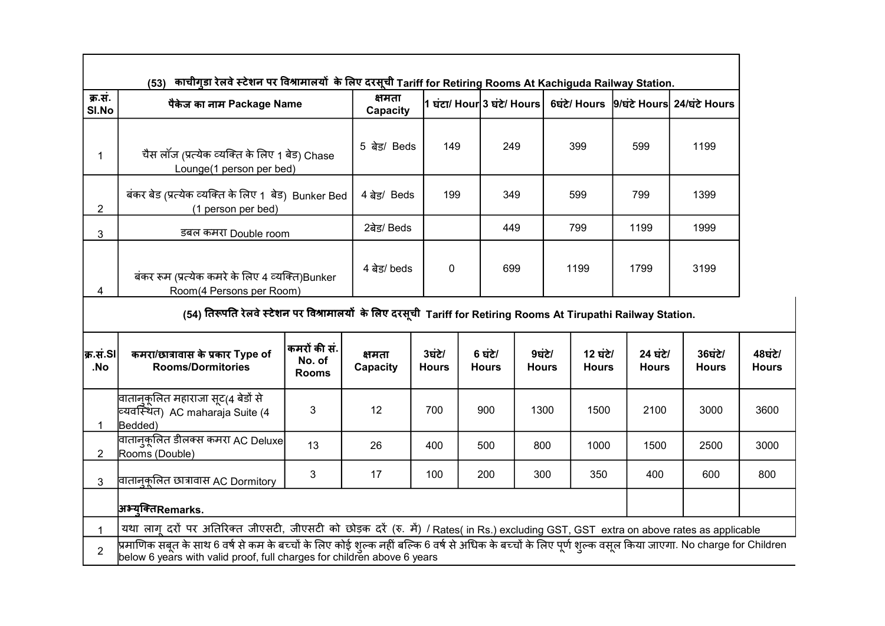## (53) काचीगुडा रेलवे स्टेशन पर विश्रामालयों के लिए दरसूची Tariff for Retiring Rooms At Kachiguda Railway Station.

| क्र.सं. Sl.No | पैकेज का नाम Package Name | क्षमता Capacity | 1 घंटा/ Hour | 3 घंटे/ Hours | 6घंटे/ Hours | 9/घंटे Hours | 24/घंटे Hours |
|---|---|---|---|---|---|---|---|
| 1 | चैस लॉज (प्रत्येक व्यक्ति के लिए 1 बेड) Chase Lounge(1 person per bed) | 5 बेड/ Beds | 149 | 249 | 399 | 599 | 1199 |
| 2 | बंकर बेड (प्रत्येक व्यक्ति के लिए 1 बेड) Bunker Bed (1 person per bed) | 4 बेड/ Beds | 199 | 349 | 599 | 799 | 1399 |
| 3 | डबल कमरा Double room | 2बेड/ Beds | | 449 | 799 | 1199 | 1999 |
| 4 | बंकर रूम (प्रत्येक कमरे के लिए 4 व्यक्ति)Bunker Room(4 Persons per Room) | 4 बेड/ beds | 0 | 699 | 1199 | 1799 | 3199 |

## (54) तिरूपति रेलवे स्टेशन पर विश्रामालयों के लिए दरसूची Tariff for Retiring Rooms At Tirupathi Railway Station.

| क्र.सं.Sl .No | कमरा/छात्रावास के प्रकार Type of Rooms/Dormitories | कमरों की सं. No. of Rooms | क्षमता Capacity | 3घंटे/ Hours | 6 घंटे/ Hours | 9घंटे/ Hours | 12 घंटे/ Hours | 24 घंटे/ Hours | 36घंटे/ Hours | 48घंटे/ Hours |
|---|---|---|---|---|---|---|---|---|---|---|
| 1 | वातानुकूलित महाराजा सूट(4 बेडों से व्यवस्थित) AC maharaja Suite (4 Bedded) | 3 | 12 | 700 | 900 | 1300 | 1500 | 2100 | 3000 | 3600 |
| 2 | वातानुकूलित डीलक्स कमरा AC Deluxe Rooms (Double) | 13 | 26 | 400 | 500 | 800 | 1000 | 1500 | 2500 | 3000 |
| 3 | वातानुकूलित छात्रावास AC Dormitory | 3 | 17 | 100 | 200 | 300 | 350 | 400 | 600 | 800 |

**अभ्युक्तिRemarks.**

1. यथा लागू दरों पर अतिरिक्त जीएसटी, जीएसटी को छोड़क दरें (रु. में) / Rates( in Rs.) excluding GST, GST extra on above rates as applicable
2. प्रमाणिक सबूत के साथ 6 वर्ष से कम के बच्चों के लिए कोई शुल्क नहीं बल्कि 6 वर्ष से अधिक के बच्चों के लिए पूर्ण शुल्क वसूल किया जाएगा. No charge for Children below 6 years with valid proof, full charges for children above 6 years